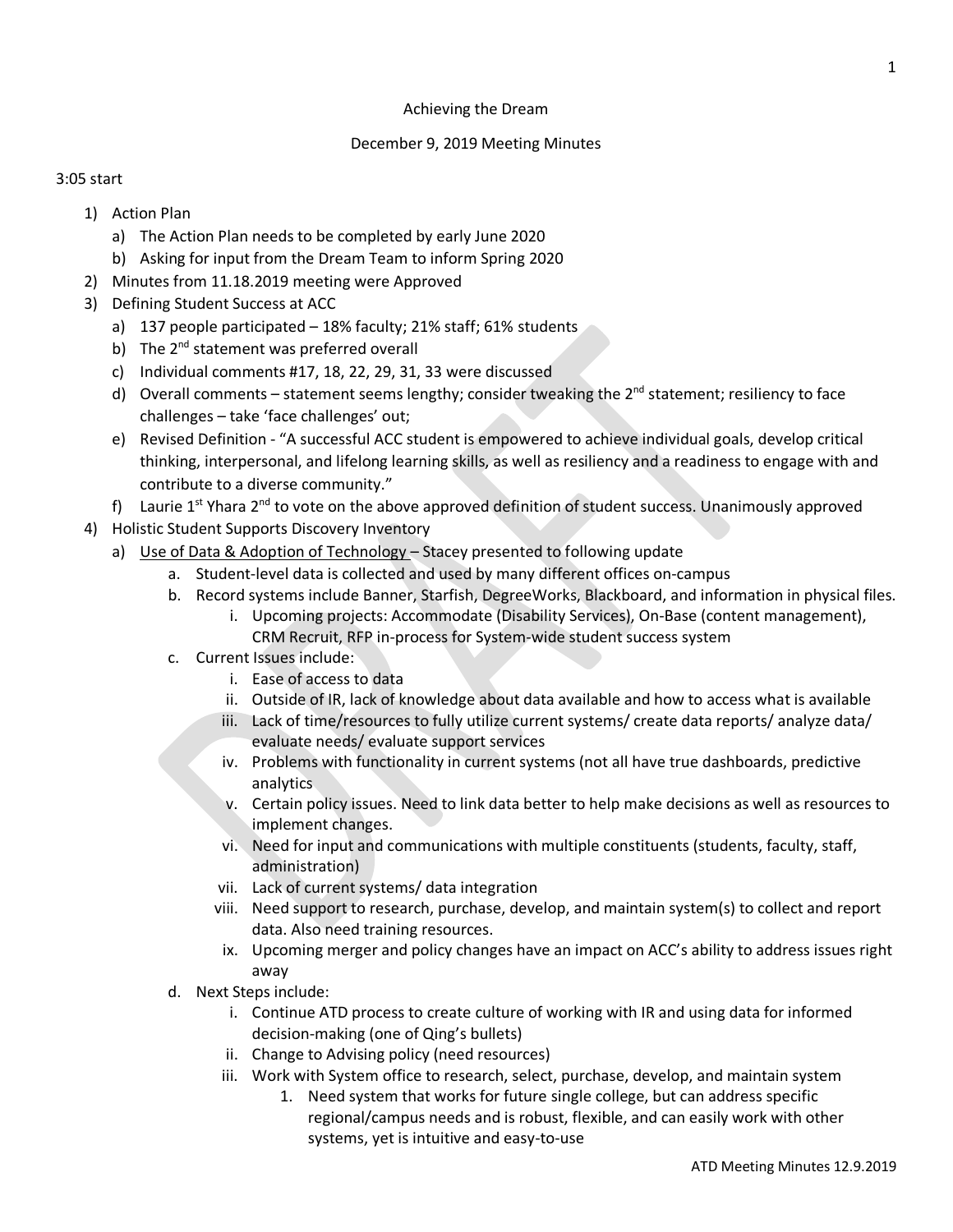Achieving the Dream

December 9, 2019 Meeting Minutes

3:05 start

1) Action Plan
   a) The Action Plan needs to be completed by early June 2020
   b) Asking for input from the Dream Team to inform Spring 2020
2) Minutes from 11.18.2019 meeting were Approved
3) Defining Student Success at ACC
   a) 137 people participated – 18% faculty; 21% staff; 61% students
   b) The 2nd statement was preferred overall
   c) Individual comments #17, 18, 22, 29, 31, 33 were discussed
   d) Overall comments – statement seems lengthy; consider tweaking the 2nd statement; resiliency to face challenges – take 'face challenges' out;
   e) Revised Definition - "A successful ACC student is empowered to achieve individual goals, develop critical thinking, interpersonal, and lifelong learning skills, as well as resiliency and a readiness to engage with and contribute to a diverse community."
   f) Laurie 1st Yhara 2nd to vote on the above approved definition of student success. Unanimously approved
4) Holistic Student Supports Discovery Inventory
   a) Use of Data & Adoption of Technology – Stacey presented to following update
      a. Student-level data is collected and used by many different offices on-campus
      b. Record systems include Banner, Starfish, DegreeWorks, Blackboard, and information in physical files.
         i. Upcoming projects: Accommodate (Disability Services), On-Base (content management), CRM Recruit, RFP in-process for System-wide student success system
      c. Current Issues include:
         i. Ease of access to data
         ii. Outside of IR, lack of knowledge about data available and how to access what is available
         iii. Lack of time/resources to fully utilize current systems/ create data reports/ analyze data/ evaluate needs/ evaluate support services
         iv. Problems with functionality in current systems (not all have true dashboards, predictive analytics
         v. Certain policy issues. Need to link data better to help make decisions as well as resources to implement changes.
         vi. Need for input and communications with multiple constituents (students, faculty, staff, administration)
         vii. Lack of current systems/ data integration
         viii. Need support to research, purchase, develop, and maintain system(s) to collect and report data. Also need training resources.
         ix. Upcoming merger and policy changes have an impact on ACC's ability to address issues right away
      d. Next Steps include:
         i. Continue ATD process to create culture of working with IR and using data for informed decision-making (one of Qing's bullets)
         ii. Change to Advising policy (need resources)
         iii. Work with System office to research, select, purchase, develop, and maintain system
            1. Need system that works for future single college, but can address specific regional/campus needs and is robust, flexible, and can easily work with other systems, yet is intuitive and easy-to-use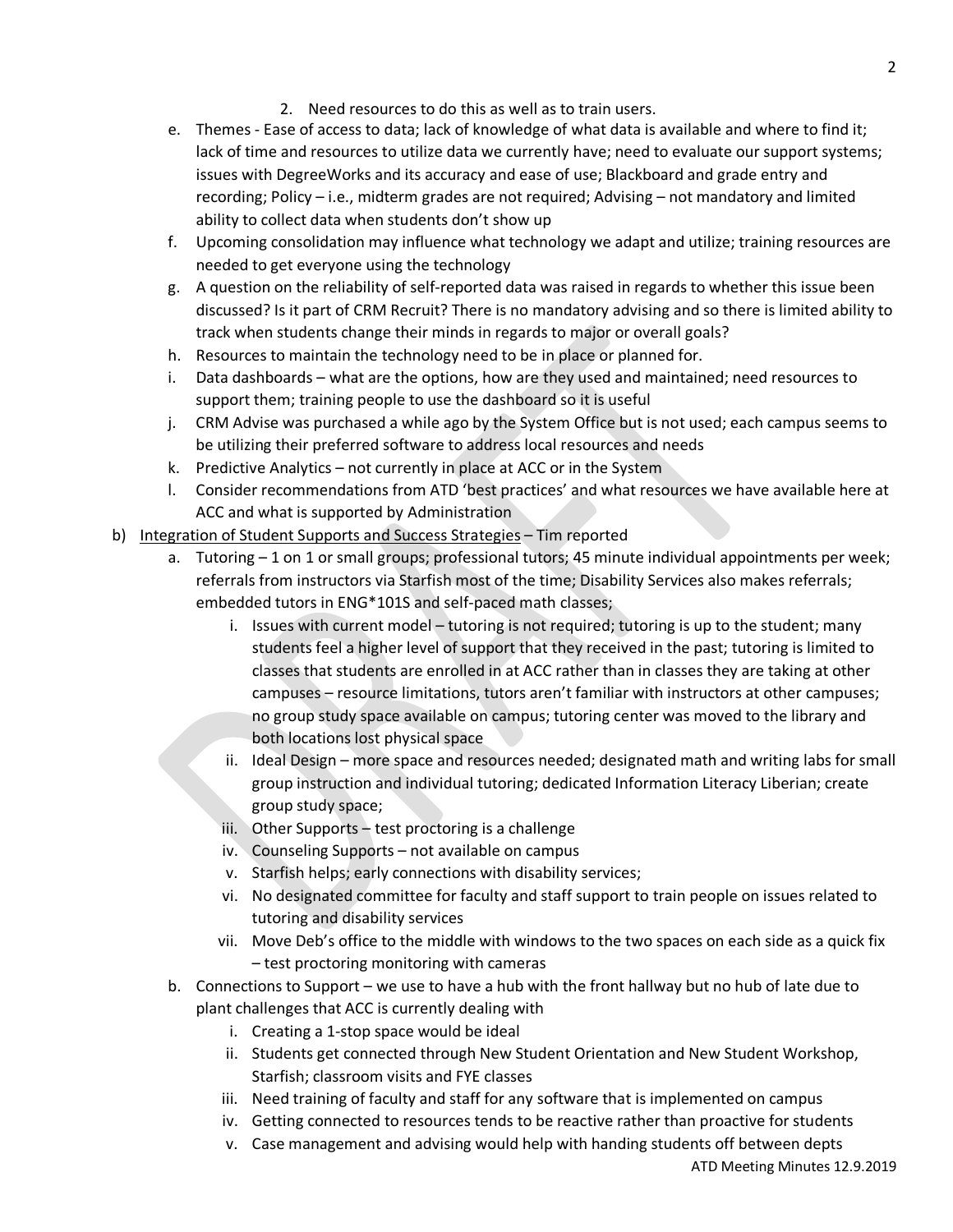2. Need resources to do this as well as to train users.

e. Themes - Ease of access to data; lack of knowledge of what data is available and where to find it; lack of time and resources to utilize data we currently have; need to evaluate our support systems; issues with DegreeWorks and its accuracy and ease of use; Blackboard and grade entry and recording; Policy – i.e., midterm grades are not required; Advising – not mandatory and limited ability to collect data when students don't show up

f. Upcoming consolidation may influence what technology we adapt and utilize; training resources are needed to get everyone using the technology

g. A question on the reliability of self-reported data was raised in regards to whether this issue been discussed? Is it part of CRM Recruit? There is no mandatory advising and so there is limited ability to track when students change their minds in regards to major or overall goals?

h. Resources to maintain the technology need to be in place or planned for.

i. Data dashboards – what are the options, how are they used and maintained; need resources to support them; training people to use the dashboard so it is useful

j. CRM Advise was purchased a while ago by the System Office but is not used; each campus seems to be utilizing their preferred software to address local resources and needs

k. Predictive Analytics – not currently in place at ACC or in the System

l. Consider recommendations from ATD 'best practices' and what resources we have available here at ACC and what is supported by Administration

b) Integration of Student Supports and Success Strategies – Tim reported

a. Tutoring – 1 on 1 or small groups; professional tutors; 45 minute individual appointments per week; referrals from instructors via Starfish most of the time; Disability Services also makes referrals; embedded tutors in ENG*101S and self-paced math classes;

   i. Issues with current model – tutoring is not required; tutoring is up to the student; many students feel a higher level of support that they received in the past; tutoring is limited to classes that students are enrolled in at ACC rather than in classes they are taking at other campuses – resource limitations, tutors aren't familiar with instructors at other campuses; no group study space available on campus; tutoring center was moved to the library and both locations lost physical space

   ii. Ideal Design – more space and resources needed; designated math and writing labs for small group instruction and individual tutoring; dedicated Information Literacy Liberian; create group study space;

   iii. Other Supports – test proctoring is a challenge

   iv. Counseling Supports – not available on campus

   v. Starfish helps; early connections with disability services;

   vi. No designated committee for faculty and staff support to train people on issues related to tutoring and disability services

   vii. Move Deb's office to the middle with windows to the two spaces on each side as a quick fix – test proctoring monitoring with cameras

b. Connections to Support – we use to have a hub with the front hallway but no hub of late due to plant challenges that ACC is currently dealing with

   i. Creating a 1-stop space would be ideal

   ii. Students get connected through New Student Orientation and New Student Workshop, Starfish; classroom visits and FYE classes

   iii. Need training of faculty and staff for any software that is implemented on campus

   iv. Getting connected to resources tends to be reactive rather than proactive for students

   v. Case management and advising would help with handing students off between depts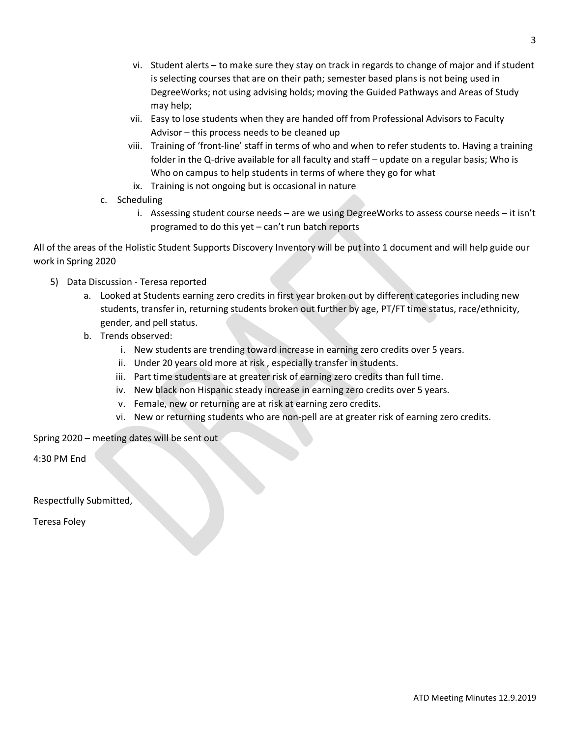- vi. Student alerts – to make sure they stay on track in regards to change of major and if student is selecting courses that are on their path; semester based plans is not being used in DegreeWorks; not using advising holds; moving the Guided Pathways and Areas of Study may help;
   - vii. Easy to lose students when they are handed off from Professional Advisors to Faculty Advisor – this process needs to be cleaned up
   - viii. Training of 'front-line' staff in terms of who and when to refer students to. Having a training folder in the Q-drive available for all faculty and staff – update on a regular basis; Who is Who on campus to help students in terms of where they go for what
   - ix. Training is not ongoing but is occasional in nature
- c. Scheduling
   - i. Assessing student course needs – are we using DegreeWorks to assess course needs – it isn't programed to do this yet – can't run batch reports

All of the areas of the Holistic Student Supports Discovery Inventory will be put into 1 document and will help guide our work in Spring 2020

5) Data Discussion - Teresa reported
   - a. Looked at Students earning zero credits in first year broken out by different categories including new students, transfer in, returning students broken out further by age, PT/FT time status, race/ethnicity, gender, and pell status.
   - b. Trends observed:
      - i. New students are trending toward increase in earning zero credits over 5 years.
      - ii. Under 20 years old more at risk , especially transfer in students.
      - iii. Part time students are at greater risk of earning zero credits than full time.
      - iv. New black non Hispanic steady increase in earning zero credits over 5 years.
      - v. Female, new or returning are at risk at earning zero credits.
      - vi. New or returning students who are non-pell are at greater risk of earning zero credits.

Spring 2020 – meeting dates will be sent out

4:30 PM End

Respectfully Submitted,

Teresa Foley